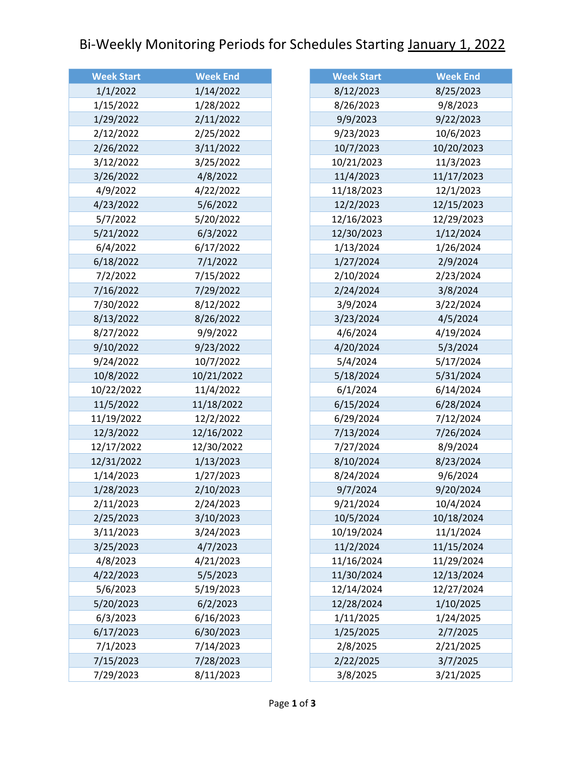# Bi-Weekly Monitoring Periods for Schedules Starting January 1, 2022

| Week Start | Week End |
|---|---|
| 1/1/2022 | 1/14/2022 |
| 1/15/2022 | 1/28/2022 |
| 1/29/2022 | 2/11/2022 |
| 2/12/2022 | 2/25/2022 |
| 2/26/2022 | 3/11/2022 |
| 3/12/2022 | 3/25/2022 |
| 3/26/2022 | 4/8/2022 |
| 4/9/2022 | 4/22/2022 |
| 4/23/2022 | 5/6/2022 |
| 5/7/2022 | 5/20/2022 |
| 5/21/2022 | 6/3/2022 |
| 6/4/2022 | 6/17/2022 |
| 6/18/2022 | 7/1/2022 |
| 7/2/2022 | 7/15/2022 |
| 7/16/2022 | 7/29/2022 |
| 7/30/2022 | 8/12/2022 |
| 8/13/2022 | 8/26/2022 |
| 8/27/2022 | 9/9/2022 |
| 9/10/2022 | 9/23/2022 |
| 9/24/2022 | 10/7/2022 |
| 10/8/2022 | 10/21/2022 |
| 10/22/2022 | 11/4/2022 |
| 11/5/2022 | 11/18/2022 |
| 11/19/2022 | 12/2/2022 |
| 12/3/2022 | 12/16/2022 |
| 12/17/2022 | 12/30/2022 |
| 12/31/2022 | 1/13/2023 |
| 1/14/2023 | 1/27/2023 |
| 1/28/2023 | 2/10/2023 |
| 2/11/2023 | 2/24/2023 |
| 2/25/2023 | 3/10/2023 |
| 3/11/2023 | 3/24/2023 |
| 3/25/2023 | 4/7/2023 |
| 4/8/2023 | 4/21/2023 |
| 4/22/2023 | 5/5/2023 |
| 5/6/2023 | 5/19/2023 |
| 5/20/2023 | 6/2/2023 |
| 6/3/2023 | 6/16/2023 |
| 6/17/2023 | 6/30/2023 |
| 7/1/2023 | 7/14/2023 |
| 7/15/2023 | 7/28/2023 |
| 7/29/2023 | 8/11/2023 |

| Week Start | Week End |
|---|---|
| 8/12/2023 | 8/25/2023 |
| 8/26/2023 | 9/8/2023 |
| 9/9/2023 | 9/22/2023 |
| 9/23/2023 | 10/6/2023 |
| 10/7/2023 | 10/20/2023 |
| 10/21/2023 | 11/3/2023 |
| 11/4/2023 | 11/17/2023 |
| 11/18/2023 | 12/1/2023 |
| 12/2/2023 | 12/15/2023 |
| 12/16/2023 | 12/29/2023 |
| 12/30/2023 | 1/12/2024 |
| 1/13/2024 | 1/26/2024 |
| 1/27/2024 | 2/9/2024 |
| 2/10/2024 | 2/23/2024 |
| 2/24/2024 | 3/8/2024 |
| 3/9/2024 | 3/22/2024 |
| 3/23/2024 | 4/5/2024 |
| 4/6/2024 | 4/19/2024 |
| 4/20/2024 | 5/3/2024 |
| 5/4/2024 | 5/17/2024 |
| 5/18/2024 | 5/31/2024 |
| 6/1/2024 | 6/14/2024 |
| 6/15/2024 | 6/28/2024 |
| 6/29/2024 | 7/12/2024 |
| 7/13/2024 | 7/26/2024 |
| 7/27/2024 | 8/9/2024 |
| 8/10/2024 | 8/23/2024 |
| 8/24/2024 | 9/6/2024 |
| 9/7/2024 | 9/20/2024 |
| 9/21/2024 | 10/4/2024 |
| 10/5/2024 | 10/18/2024 |
| 10/19/2024 | 11/1/2024 |
| 11/2/2024 | 11/15/2024 |
| 11/16/2024 | 11/29/2024 |
| 11/30/2024 | 12/13/2024 |
| 12/14/2024 | 12/27/2024 |
| 12/28/2024 | 1/10/2025 |
| 1/11/2025 | 1/24/2025 |
| 1/25/2025 | 2/7/2025 |
| 2/8/2025 | 2/21/2025 |
| 2/22/2025 | 3/7/2025 |
| 3/8/2025 | 3/21/2025 |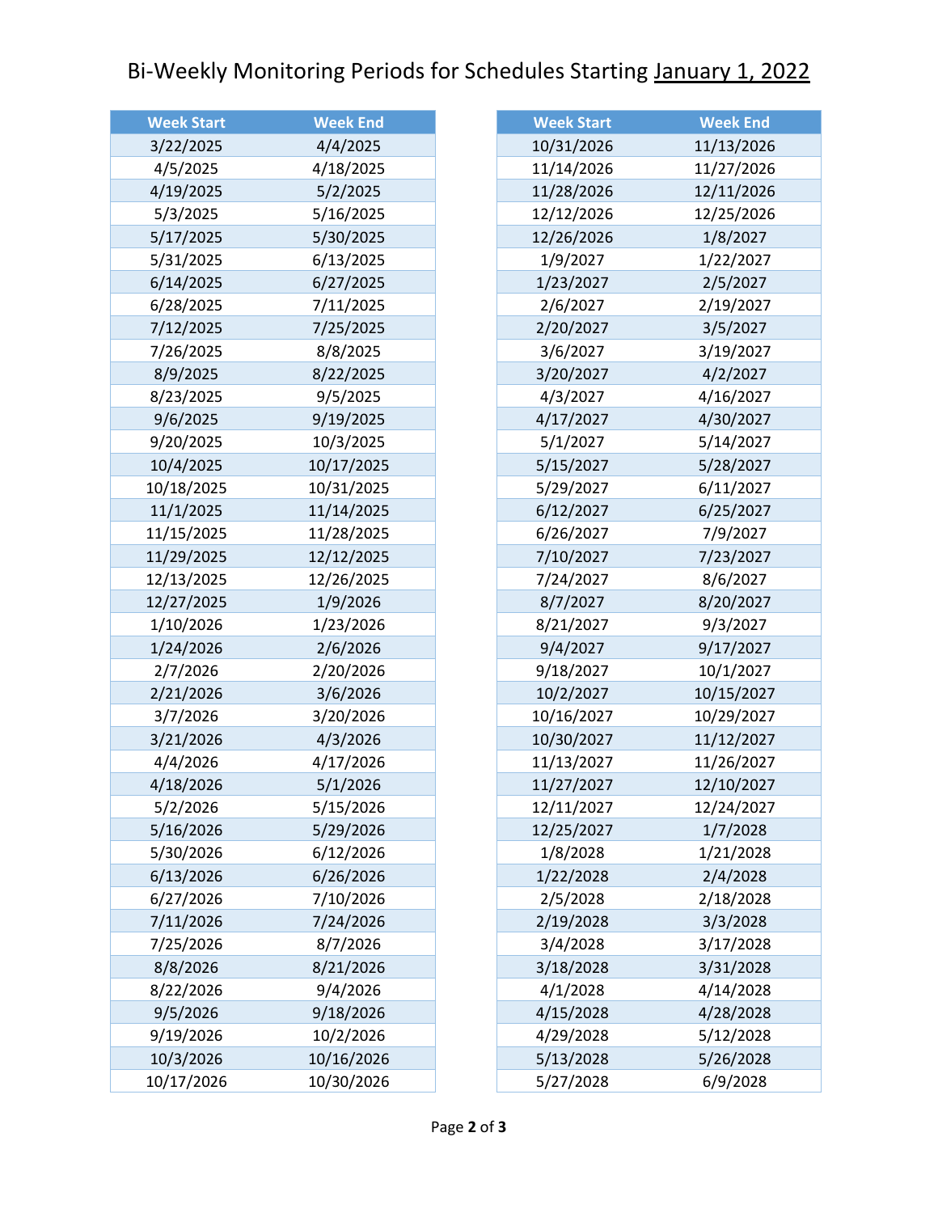# Bi-Weekly Monitoring Periods for Schedules Starting January 1, 2022

| Week Start | Week End |
|---|---|
| 3/22/2025 | 4/4/2025 |
| 4/5/2025 | 4/18/2025 |
| 4/19/2025 | 5/2/2025 |
| 5/3/2025 | 5/16/2025 |
| 5/17/2025 | 5/30/2025 |
| 5/31/2025 | 6/13/2025 |
| 6/14/2025 | 6/27/2025 |
| 6/28/2025 | 7/11/2025 |
| 7/12/2025 | 7/25/2025 |
| 7/26/2025 | 8/8/2025 |
| 8/9/2025 | 8/22/2025 |
| 8/23/2025 | 9/5/2025 |
| 9/6/2025 | 9/19/2025 |
| 9/20/2025 | 10/3/2025 |
| 10/4/2025 | 10/17/2025 |
| 10/18/2025 | 10/31/2025 |
| 11/1/2025 | 11/14/2025 |
| 11/15/2025 | 11/28/2025 |
| 11/29/2025 | 12/12/2025 |
| 12/13/2025 | 12/26/2025 |
| 12/27/2025 | 1/9/2026 |
| 1/10/2026 | 1/23/2026 |
| 1/24/2026 | 2/6/2026 |
| 2/7/2026 | 2/20/2026 |
| 2/21/2026 | 3/6/2026 |
| 3/7/2026 | 3/20/2026 |
| 3/21/2026 | 4/3/2026 |
| 4/4/2026 | 4/17/2026 |
| 4/18/2026 | 5/1/2026 |
| 5/2/2026 | 5/15/2026 |
| 5/16/2026 | 5/29/2026 |
| 5/30/2026 | 6/12/2026 |
| 6/13/2026 | 6/26/2026 |
| 6/27/2026 | 7/10/2026 |
| 7/11/2026 | 7/24/2026 |
| 7/25/2026 | 8/7/2026 |
| 8/8/2026 | 8/21/2026 |
| 8/22/2026 | 9/4/2026 |
| 9/5/2026 | 9/18/2026 |
| 9/19/2026 | 10/2/2026 |
| 10/3/2026 | 10/16/2026 |
| 10/17/2026 | 10/30/2026 |

| Week Start | Week End |
|---|---|
| 10/31/2026 | 11/13/2026 |
| 11/14/2026 | 11/27/2026 |
| 11/28/2026 | 12/11/2026 |
| 12/12/2026 | 12/25/2026 |
| 12/26/2026 | 1/8/2027 |
| 1/9/2027 | 1/22/2027 |
| 1/23/2027 | 2/5/2027 |
| 2/6/2027 | 2/19/2027 |
| 2/20/2027 | 3/5/2027 |
| 3/6/2027 | 3/19/2027 |
| 3/20/2027 | 4/2/2027 |
| 4/3/2027 | 4/16/2027 |
| 4/17/2027 | 4/30/2027 |
| 5/1/2027 | 5/14/2027 |
| 5/15/2027 | 5/28/2027 |
| 5/29/2027 | 6/11/2027 |
| 6/12/2027 | 6/25/2027 |
| 6/26/2027 | 7/9/2027 |
| 7/10/2027 | 7/23/2027 |
| 7/24/2027 | 8/6/2027 |
| 8/7/2027 | 8/20/2027 |
| 8/21/2027 | 9/3/2027 |
| 9/4/2027 | 9/17/2027 |
| 9/18/2027 | 10/1/2027 |
| 10/2/2027 | 10/15/2027 |
| 10/16/2027 | 10/29/2027 |
| 10/30/2027 | 11/12/2027 |
| 11/13/2027 | 11/26/2027 |
| 11/27/2027 | 12/10/2027 |
| 12/11/2027 | 12/24/2027 |
| 12/25/2027 | 1/7/2028 |
| 1/8/2028 | 1/21/2028 |
| 1/22/2028 | 2/4/2028 |
| 2/5/2028 | 2/18/2028 |
| 2/19/2028 | 3/3/2028 |
| 3/4/2028 | 3/17/2028 |
| 3/18/2028 | 3/31/2028 |
| 4/1/2028 | 4/14/2028 |
| 4/15/2028 | 4/28/2028 |
| 4/29/2028 | 5/12/2028 |
| 5/13/2028 | 5/26/2028 |
| 5/27/2028 | 6/9/2028 |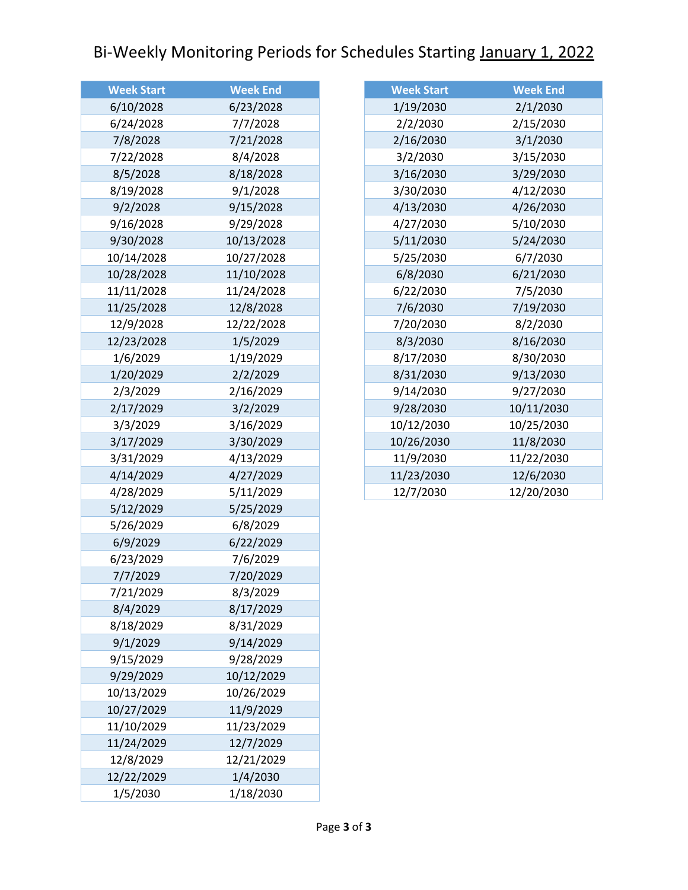# Bi-Weekly Monitoring Periods for Schedules Starting January 1, 2022

| Week Start | Week End |
|---|---|
| 6/10/2028 | 6/23/2028 |
| 6/24/2028 | 7/7/2028 |
| 7/8/2028 | 7/21/2028 |
| 7/22/2028 | 8/4/2028 |
| 8/5/2028 | 8/18/2028 |
| 8/19/2028 | 9/1/2028 |
| 9/2/2028 | 9/15/2028 |
| 9/16/2028 | 9/29/2028 |
| 9/30/2028 | 10/13/2028 |
| 10/14/2028 | 10/27/2028 |
| 10/28/2028 | 11/10/2028 |
| 11/11/2028 | 11/24/2028 |
| 11/25/2028 | 12/8/2028 |
| 12/9/2028 | 12/22/2028 |
| 12/23/2028 | 1/5/2029 |
| 1/6/2029 | 1/19/2029 |
| 1/20/2029 | 2/2/2029 |
| 2/3/2029 | 2/16/2029 |
| 2/17/2029 | 3/2/2029 |
| 3/3/2029 | 3/16/2029 |
| 3/17/2029 | 3/30/2029 |
| 3/31/2029 | 4/13/2029 |
| 4/14/2029 | 4/27/2029 |
| 4/28/2029 | 5/11/2029 |
| 5/12/2029 | 5/25/2029 |
| 5/26/2029 | 6/8/2029 |
| 6/9/2029 | 6/22/2029 |
| 6/23/2029 | 7/6/2029 |
| 7/7/2029 | 7/20/2029 |
| 7/21/2029 | 8/3/2029 |
| 8/4/2029 | 8/17/2029 |
| 8/18/2029 | 8/31/2029 |
| 9/1/2029 | 9/14/2029 |
| 9/15/2029 | 9/28/2029 |
| 9/29/2029 | 10/12/2029 |
| 10/13/2029 | 10/26/2029 |
| 10/27/2029 | 11/9/2029 |
| 11/10/2029 | 11/23/2029 |
| 11/24/2029 | 12/7/2029 |
| 12/8/2029 | 12/21/2029 |
| 12/22/2029 | 1/4/2030 |
| 1/5/2030 | 1/18/2030 |

| Week Start | Week End |
|---|---|
| 1/19/2030 | 2/1/2030 |
| 2/2/2030 | 2/15/2030 |
| 2/16/2030 | 3/1/2030 |
| 3/2/2030 | 3/15/2030 |
| 3/16/2030 | 3/29/2030 |
| 3/30/2030 | 4/12/2030 |
| 4/13/2030 | 4/26/2030 |
| 4/27/2030 | 5/10/2030 |
| 5/11/2030 | 5/24/2030 |
| 5/25/2030 | 6/7/2030 |
| 6/8/2030 | 6/21/2030 |
| 6/22/2030 | 7/5/2030 |
| 7/6/2030 | 7/19/2030 |
| 7/20/2030 | 8/2/2030 |
| 8/3/2030 | 8/16/2030 |
| 8/17/2030 | 8/30/2030 |
| 8/31/2030 | 9/13/2030 |
| 9/14/2030 | 9/27/2030 |
| 9/28/2030 | 10/11/2030 |
| 10/12/2030 | 10/25/2030 |
| 10/26/2030 | 11/8/2030 |
| 11/9/2030 | 11/22/2030 |
| 11/23/2030 | 12/6/2030 |
| 12/7/2030 | 12/20/2030 |